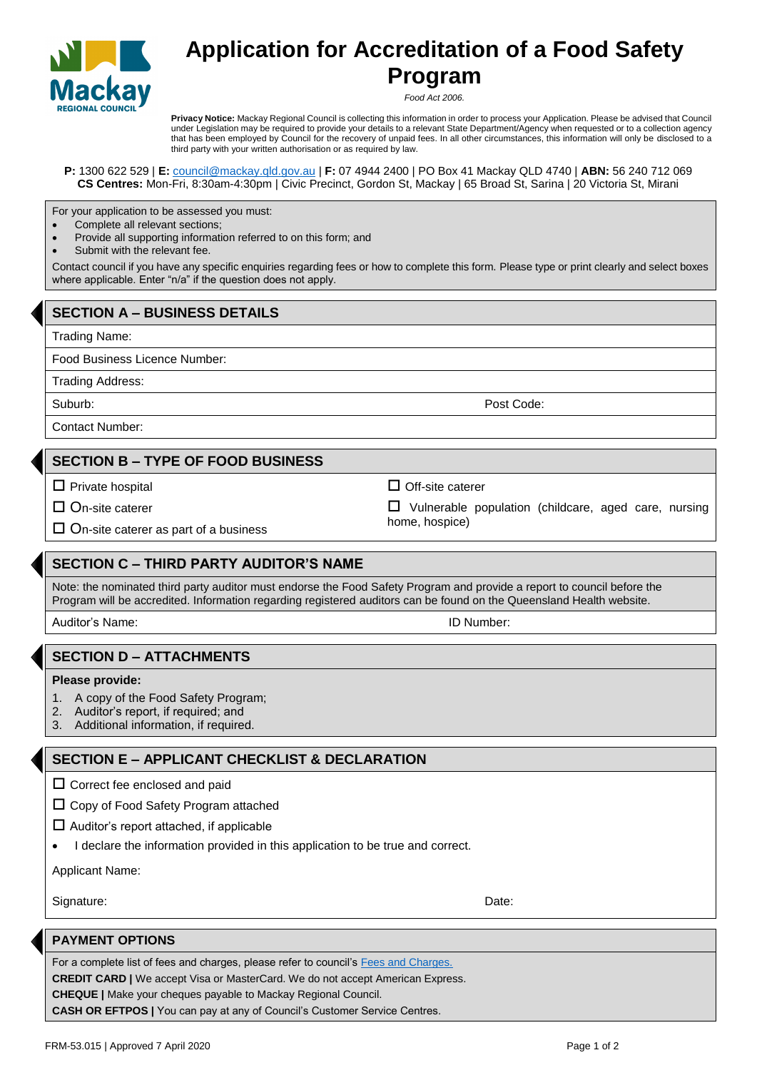# Application for Accreditation of a Food Safety Program

*Food Act 2006.*

**Privacy Notice:** Mackay Regional Council is collecting this information in order to process your Application. Please be advised that Council under Legislation may be required to provide your details to a relevant State Department/Agency when requested or to a collection agency that has been employed by Council for the recovery of unpaid fees. In all other circumstances, this information will only be disclosed to a third party with your written authorisation or as required by law.

**P:** 1300 622 529 | **E:** council@mackay.qld.gov.au | **F:** 07 4944 2400 | PO Box 41 Mackay QLD 4740 | **ABN:** 56 240 712 069
**CS Centres:** Mon-Fri, 8:30am-4:30pm | Civic Precinct, Gordon St, Mackay | 65 Broad St, Sarina | 20 Victoria St, Mirani

For your application to be assessed you must:

- Complete all relevant sections;
- Provide all supporting information referred to on this form; and
- Submit with the relevant fee.

Contact council if you have any specific enquiries regarding fees or how to complete this form. Please type or print clearly and select boxes where applicable. Enter "n/a" if the question does not apply.

## SECTION A – BUSINESS DETAILS

Trading Name:

Food Business Licence Number:

Trading Address:

Suburb: Post Code:

Contact Number:

## SECTION B – TYPE OF FOOD BUSINESS

- ☐ Private hospital
- ☐ On-site caterer
- ☐ On-site caterer as part of a business
- ☐ Off-site caterer
- ☐ Vulnerable population (childcare, aged care, nursing home, hospice)

## SECTION C – THIRD PARTY AUDITOR'S NAME

Note: the nominated third party auditor must endorse the Food Safety Program and provide a report to council before the Program will be accredited. Information regarding registered auditors can be found on the Queensland Health website.

Auditor's Name: ID Number:

## SECTION D – ATTACHMENTS

**Please provide:**

1. A copy of the Food Safety Program;
2. Auditor's report, if required; and
3. Additional information, if required.

## SECTION E – APPLICANT CHECKLIST & DECLARATION

- ☐ Correct fee enclosed and paid
- ☐ Copy of Food Safety Program attached
- ☐ Auditor's report attached, if applicable

- I declare the information provided in this application to be true and correct.

Applicant Name:

Signature: Date:

## PAYMENT OPTIONS

For a complete list of fees and charges, please refer to council's Fees and Charges.

**CREDIT CARD |** We accept Visa or MasterCard. We do not accept American Express.

**CHEQUE |** Make your cheques payable to Mackay Regional Council.

**CASH OR EFTPOS |** You can pay at any of Council's Customer Service Centres.

FRM-53.015 | Approved 7 April 2020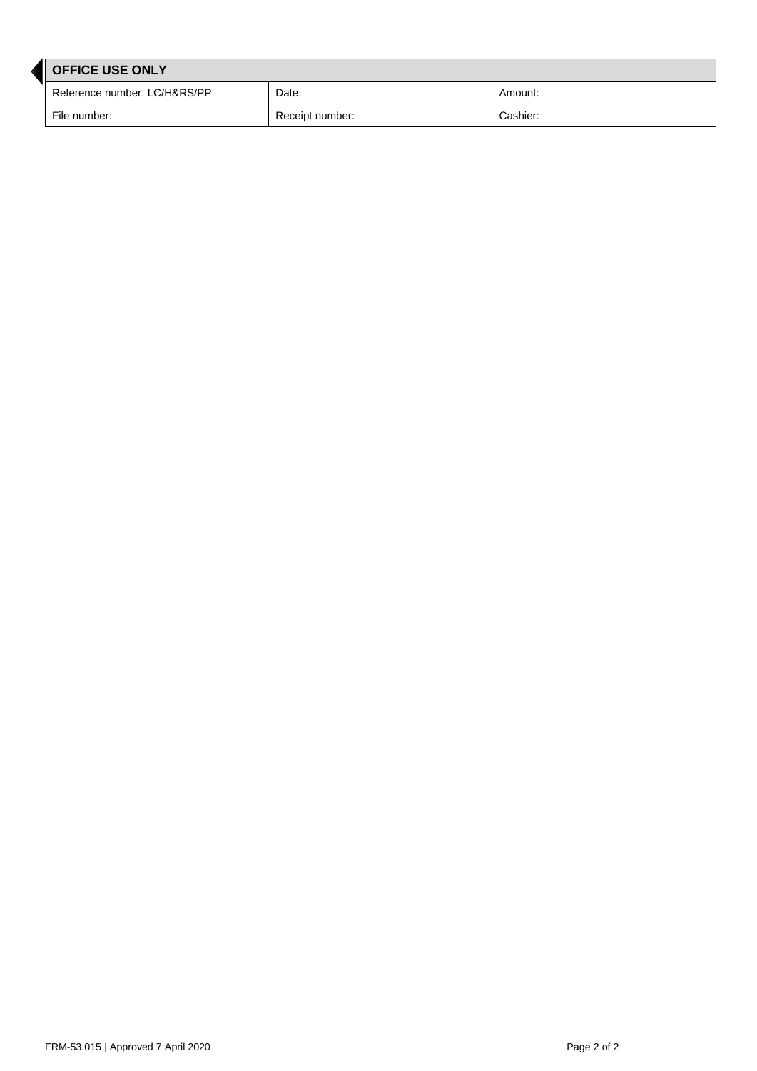| OFFICE USE ONLY | | |
|---|---|---|
| Reference number: LC/H&RS/PP | Date: | Amount: |
| File number: | Receipt number: | Cashier: |

FRM-53.015 | Approved 7 April 2020